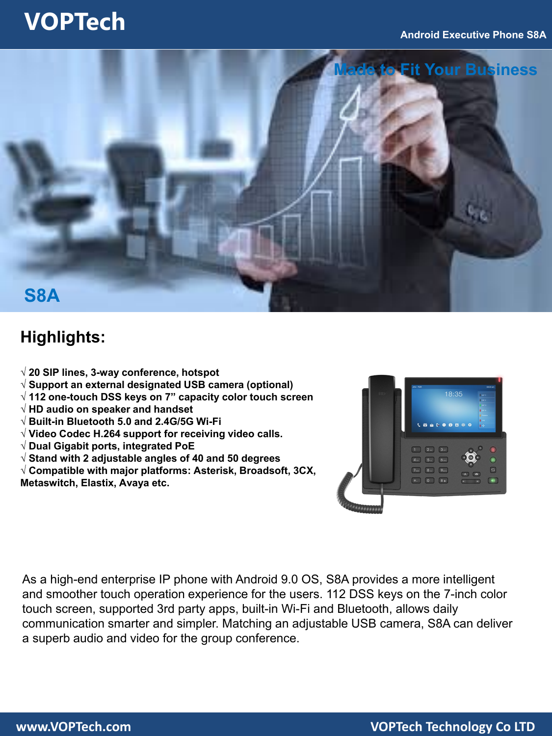# VOPTech

Android Executive Phone S8A

Made to Fit Your Business

## S8A

## Highlights:

√ 20 SIP lines, 3-way conference, hotspot
√ Support an external designated USB camera (optional)
√ 112 one-touch DSS keys on 7" capacity color touch screen
√ HD audio on speaker and handset
√ Built-in Bluetooth 5.0 and 2.4G/5G Wi-Fi
√ Video Codec H.264 support for receiving video calls.
√ Dual Gigabit ports, integrated PoE
√ Stand with 2 adjustable angles of 40 and 50 degrees
√ Compatible with major platforms: Asterisk, Broadsoft, 3CX, Metaswitch, Elastix, Avaya etc.

As a high-end enterprise IP phone with Android 9.0 OS, S8A provides a more intelligent and smoother touch operation experience for the users. 112 DSS keys on the 7-inch color touch screen, supported 3rd party apps, built-in Wi-Fi and Bluetooth, allows daily communication smarter and simpler. Matching an adjustable USB camera, S8A can deliver a superb audio and video for the group conference.

www.VOPTech.com

VOPTech Technology Co LTD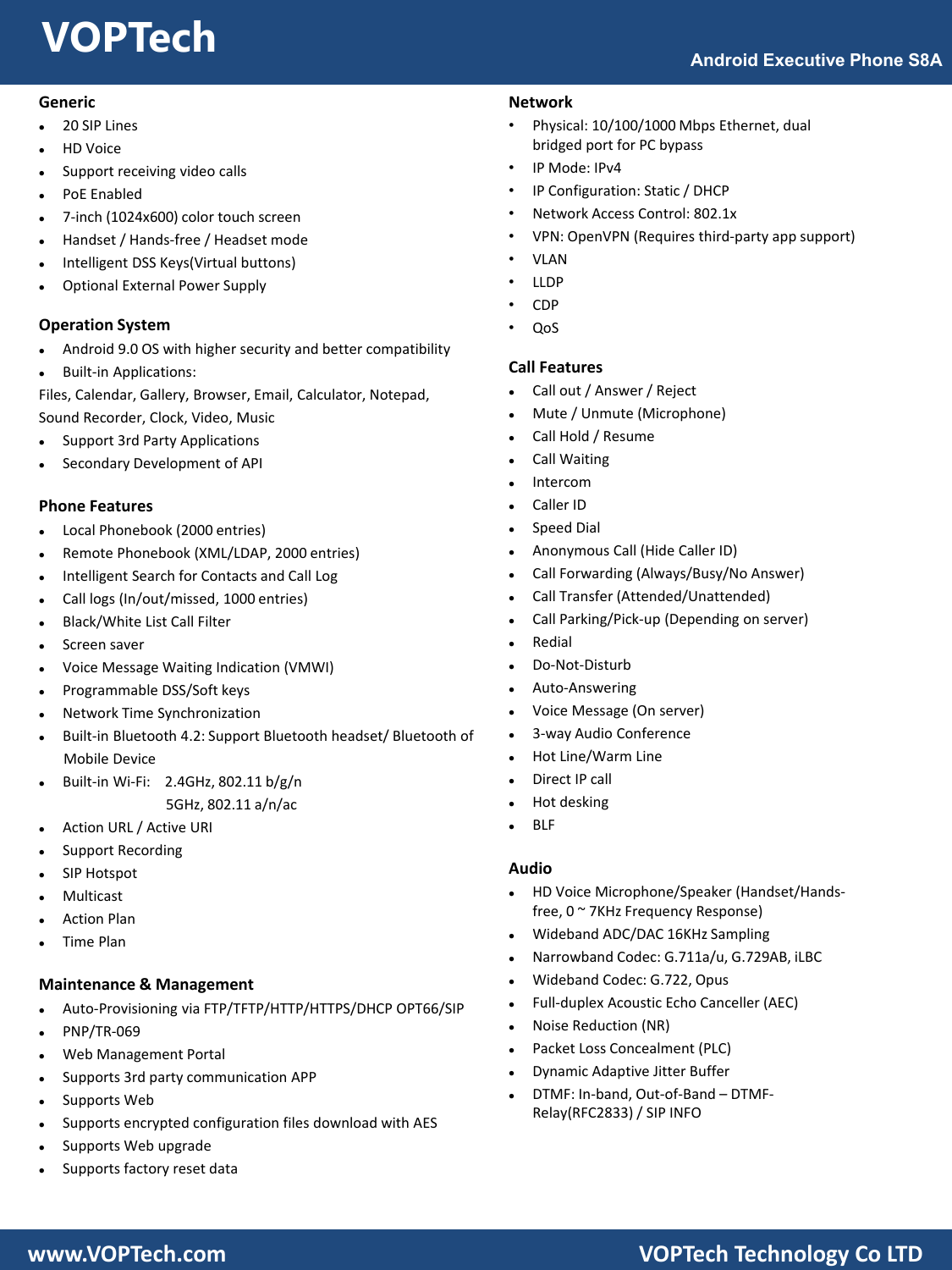## Generic

- 20 SIP Lines
- HD Voice
- Support receiving video calls
- PoE Enabled
- 7-inch (1024x600) color touch screen
- Handset / Hands-free / Headset mode
- Intelligent DSS Keys(Virtual buttons)
- Optional External Power Supply

## Operation System

- Android 9.0 OS with higher security and better compatibility
- Built-in Applications:

Files, Calendar, Gallery, Browser, Email, Calculator, Notepad, Sound Recorder, Clock, Video, Music

- Support 3rd Party Applications
- Secondary Development of API

## Phone Features

- Local Phonebook (2000 entries)
- Remote Phonebook (XML/LDAP, 2000 entries)
- Intelligent Search for Contacts and Call Log
- Call logs (In/out/missed, 1000 entries)
- Black/White List Call Filter
- Screen saver
- Voice Message Waiting Indication (VMWI)
- Programmable DSS/Soft keys
- Network Time Synchronization
- Built-in Bluetooth 4.2: Support Bluetooth headset/ Bluetooth of Mobile Device
- Built-in Wi-Fi: 2.4GHz, 802.11 b/g/n
  5GHz, 802.11 a/n/ac
- Action URL / Active URI
- Support Recording
- SIP Hotspot
- Multicast
- Action Plan
- Time Plan

## Maintenance & Management

- Auto-Provisioning via FTP/TFTP/HTTP/HTTPS/DHCP OPT66/SIP
- PNP/TR-069
- Web Management Portal
- Supports 3rd party communication APP
- Supports Web
- Supports encrypted configuration files download with AES
- Supports Web upgrade
- Supports factory reset data

## Network

- Physical: 10/100/1000 Mbps Ethernet, dual bridged port for PC bypass
- IP Mode: IPv4
- IP Configuration: Static / DHCP
- Network Access Control: 802.1x
- VPN: OpenVPN (Requires third-party app support)
- VLAN
- LLDP
- CDP
- QoS

## Call Features

- Call out / Answer / Reject
- Mute / Unmute (Microphone)
- Call Hold / Resume
- Call Waiting
- Intercom
- Caller ID
- Speed Dial
- Anonymous Call (Hide Caller ID)
- Call Forwarding (Always/Busy/No Answer)
- Call Transfer (Attended/Unattended)
- Call Parking/Pick-up (Depending on server)
- Redial
- Do-Not-Disturb
- Auto-Answering
- Voice Message (On server)
- 3-way Audio Conference
- Hot Line/Warm Line
- Direct IP call
- Hot desking
- BLF

## Audio

- HD Voice Microphone/Speaker (Handset/Hands-free, 0 ~ 7KHz Frequency Response)
- Wideband ADC/DAC 16KHz Sampling
- Narrowband Codec: G.711a/u, G.729AB, iLBC
- Wideband Codec: G.722, Opus
- Full-duplex Acoustic Echo Canceller (AEC)
- Noise Reduction (NR)
- Packet Loss Concealment (PLC)
- Dynamic Adaptive Jitter Buffer
- DTMF: In-band, Out-of-Band – DTMF-Relay(RFC2833) / SIP INFO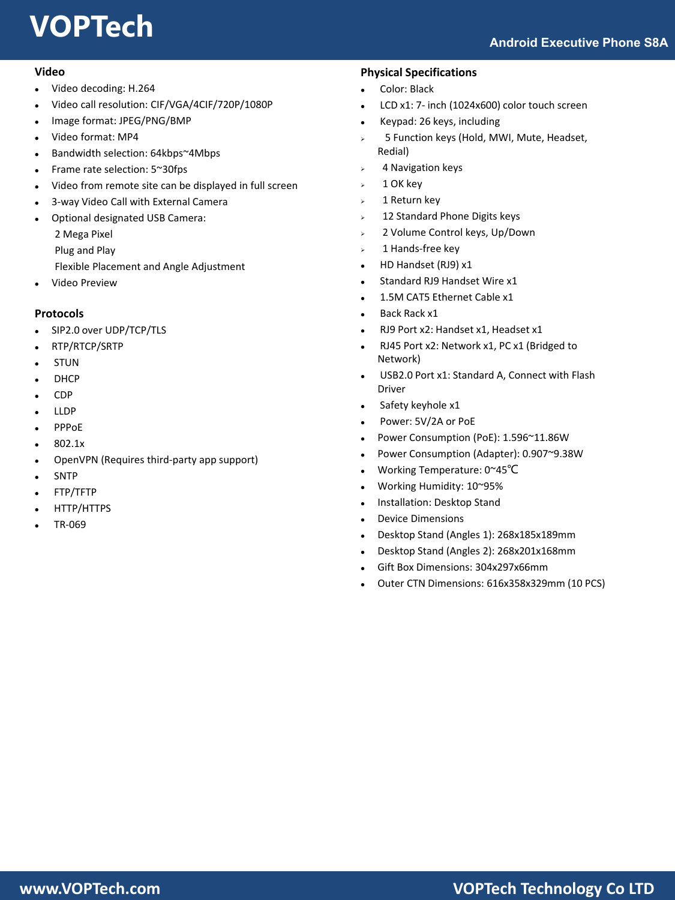## Video

- Video decoding: H.264
- Video call resolution: CIF/VGA/4CIF/720P/1080P
- Image format: JPEG/PNG/BMP
- Video format: MP4
- Bandwidth selection: 64kbps~4Mbps
- Frame rate selection: 5~30fps
- Video from remote site can be displayed in full screen
- 3-way Video Call with External Camera
- Optional designated USB Camera:
  2 Mega Pixel
  Plug and Play
  Flexible Placement and Angle Adjustment
- Video Preview

## Protocols

- SIP2.0 over UDP/TCP/TLS
- RTP/RTCP/SRTP
- STUN
- DHCP
- CDP
- LLDP
- PPPoE
- 802.1x
- OpenVPN (Requires third-party app support)
- SNTP
- FTP/TFTP
- HTTP/HTTPS
- TR-069

## Physical Specifications

- Color: Black
- LCD x1: 7- inch (1024x600) color touch screen
- Keypad: 26 keys, including
  - 5 Function keys (Hold, MWI, Mute, Headset, Redial)
  - 4 Navigation keys
  - 1 OK key
  - 1 Return key
  - 12 Standard Phone Digits keys
  - 2 Volume Control keys, Up/Down
  - 1 Hands-free key
- HD Handset (RJ9) x1
- Standard RJ9 Handset Wire x1
- 1.5M CAT5 Ethernet Cable x1
- Back Rack x1
- RJ9 Port x2: Handset x1, Headset x1
- RJ45 Port x2: Network x1, PC x1 (Bridged to Network)
- USB2.0 Port x1: Standard A, Connect with Flash Driver
- Safety keyhole x1
- Power: 5V/2A or PoE
- Power Consumption (PoE): 1.596~11.86W
- Power Consumption (Adapter): 0.907~9.38W
- Working Temperature: 0~45℃
- Working Humidity: 10~95%
- Installation: Desktop Stand
- Device Dimensions
- Desktop Stand (Angles 1): 268x185x189mm
- Desktop Stand (Angles 2): 268x201x168mm
- Gift Box Dimensions: 304x297x66mm
- Outer CTN Dimensions: 616x358x329mm (10 PCS)